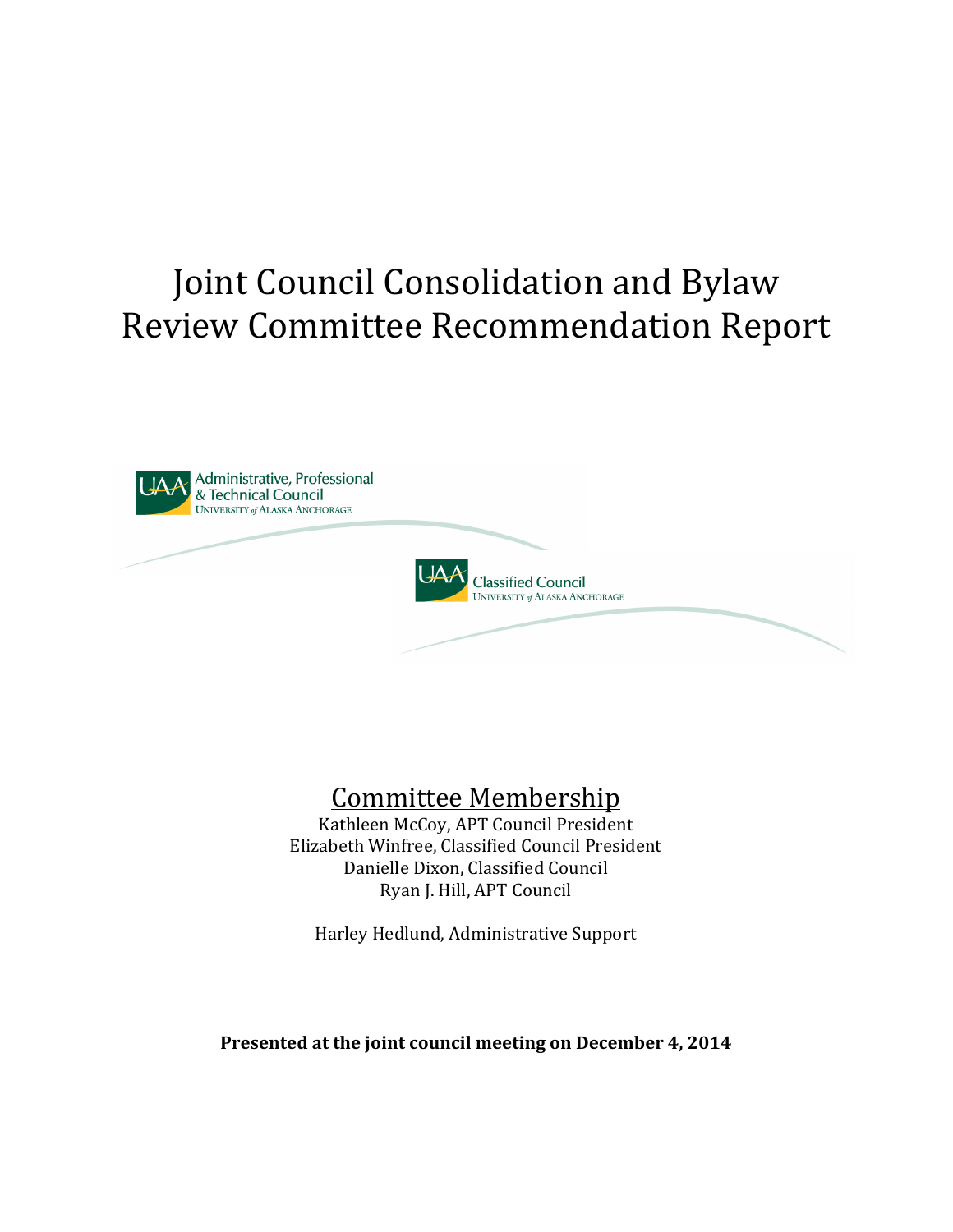# Joint Council Consolidation and Bylaw Review Committee Recommendation Report

UAA Administrative, Professional & Technical Council
UNIVERSITY of ALASKA ANCHORAGE

UAA Classified Council
UNIVERSITY of ALASKA ANCHORAGE

## Committee Membership

Kathleen McCoy, APT Council President
Elizabeth Winfree, Classified Council President
Danielle Dixon, Classified Council
Ryan J. Hill, APT Council

Harley Hedlund, Administrative Support

**Presented at the joint council meeting on December 4, 2014**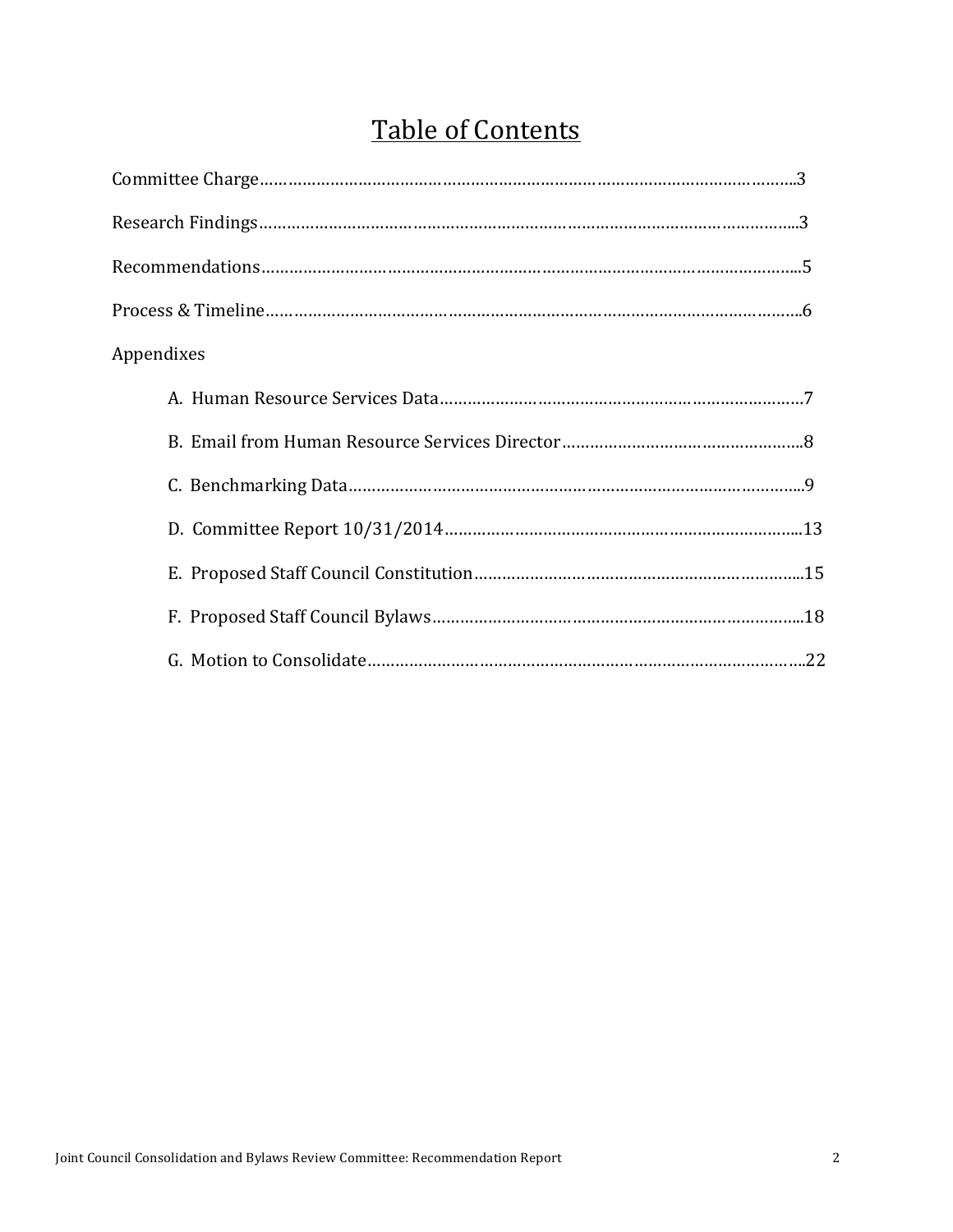# Table of Contents

Committee Charge……………………………………………………………………………………………..3

Research Findings………………………………………………………………………………………...3

Recommendations…………………………………………………………………………………………...5

Process & Timeline……………………………………………………………………………………………..6

Appendixes

- A. Human Resource Services Data……………………………………………………………………7
- B. Email from Human Resource Services Director……………………………………………..8
- C. Benchmarking Data……………………………………………………………………………………...9
- D. Committee Report 10/31/2014……………………………………………………………………...13
- E. Proposed Staff Council Constitution……………………………………………………………...15
- F. Proposed Staff Council Bylaws………………………………………………………………………...18
- G. Motion to Consolidate…………………………………………………………………………………..22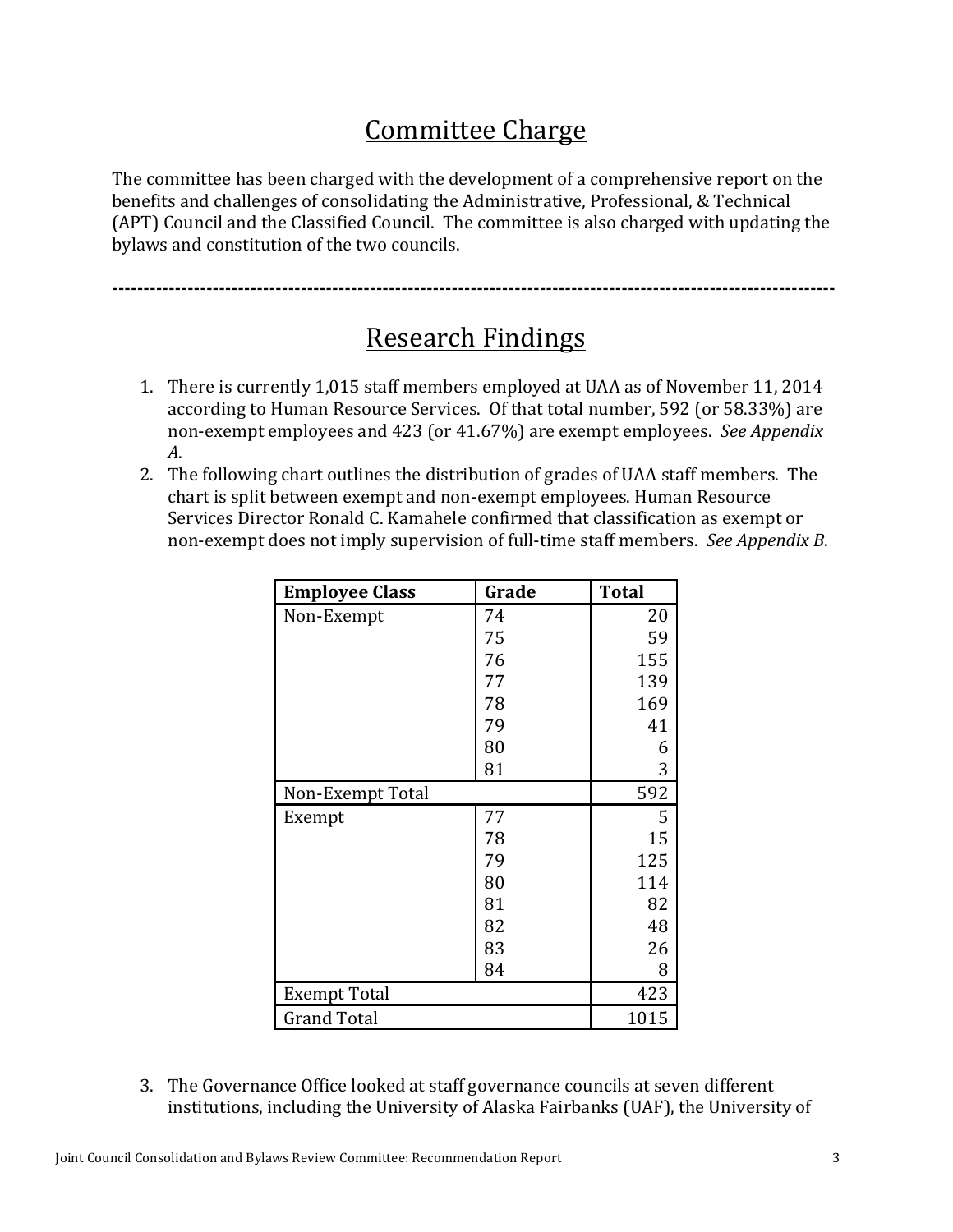## Committee Charge

The committee has been charged with the development of a comprehensive report on the benefits and challenges of consolidating the Administrative, Professional, & Technical (APT) Council and the Classified Council. The committee is also charged with updating the bylaws and constitution of the two councils.

---

## Research Findings

1. There is currently 1,015 staff members employed at UAA as of November 11, 2014 according to Human Resource Services. Of that total number, 592 (or 58.33%) are non-exempt employees and 423 (or 41.67%) are exempt employees. *See Appendix A*.
2. The following chart outlines the distribution of grades of UAA staff members. The chart is split between exempt and non-exempt employees. Human Resource Services Director Ronald C. Kamahele confirmed that classification as exempt or non-exempt does not imply supervision of full-time staff members. *See Appendix B*.

| **Employee Class** | **Grade** | **Total** |
|---|---|---|
| Non-Exempt | 74 | 20 |
| | 75 | 59 |
| | 76 | 155 |
| | 77 | 139 |
| | 78 | 169 |
| | 79 | 41 |
| | 80 | 6 |
| | 81 | 3 |
| Non-Exempt Total | | 592 |
| Exempt | 77 | 5 |
| | 78 | 15 |
| | 79 | 125 |
| | 80 | 114 |
| | 81 | 82 |
| | 82 | 48 |
| | 83 | 26 |
| | 84 | 8 |
| Exempt Total | | 423 |
| Grand Total | | 1015 |

3. The Governance Office looked at staff governance councils at seven different institutions, including the University of Alaska Fairbanks (UAF), the University of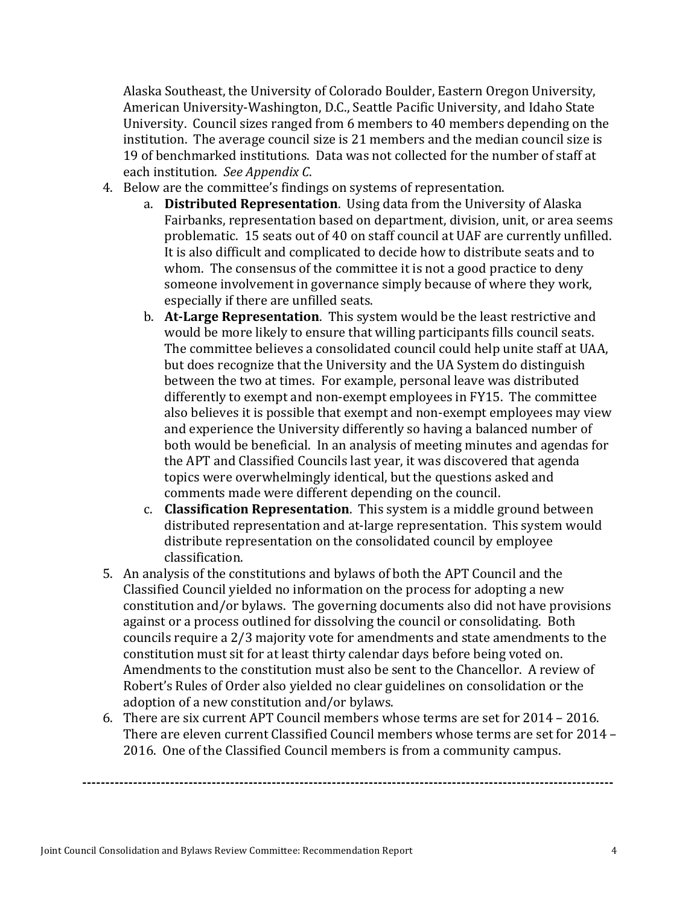Alaska Southeast, the University of Colorado Boulder, Eastern Oregon University, American University-Washington, D.C., Seattle Pacific University, and Idaho State University. Council sizes ranged from 6 members to 40 members depending on the institution. The average council size is 21 members and the median council size is 19 of benchmarked institutions. Data was not collected for the number of staff at each institution. *See Appendix C*.

4. Below are the committee's findings on systems of representation.
   a. **Distributed Representation**. Using data from the University of Alaska Fairbanks, representation based on department, division, unit, or area seems problematic. 15 seats out of 40 on staff council at UAF are currently unfilled. It is also difficult and complicated to decide how to distribute seats and to whom. The consensus of the committee it is not a good practice to deny someone involvement in governance simply because of where they work, especially if there are unfilled seats.
   b. **At-Large Representation**. This system would be the least restrictive and would be more likely to ensure that willing participants fills council seats. The committee believes a consolidated council could help unite staff at UAA, but does recognize that the University and the UA System do distinguish between the two at times. For example, personal leave was distributed differently to exempt and non-exempt employees in FY15. The committee also believes it is possible that exempt and non-exempt employees may view and experience the University differently so having a balanced number of both would be beneficial. In an analysis of meeting minutes and agendas for the APT and Classified Councils last year, it was discovered that agenda topics were overwhelmingly identical, but the questions asked and comments made were different depending on the council.
   c. **Classification Representation**. This system is a middle ground between distributed representation and at-large representation. This system would distribute representation on the consolidated council by employee classification.
5. An analysis of the constitutions and bylaws of both the APT Council and the Classified Council yielded no information on the process for adopting a new constitution and/or bylaws. The governing documents also did not have provisions against or a process outlined for dissolving the council or consolidating. Both councils require a 2/3 majority vote for amendments and state amendments to the constitution must sit for at least thirty calendar days before being voted on. Amendments to the constitution must also be sent to the Chancellor. A review of Robert's Rules of Order also yielded no clear guidelines on consolidation or the adoption of a new constitution and/or bylaws.
6. There are six current APT Council members whose terms are set for 2014 – 2016. There are eleven current Classified Council members whose terms are set for 2014 – 2016. One of the Classified Council members is from a community campus.

---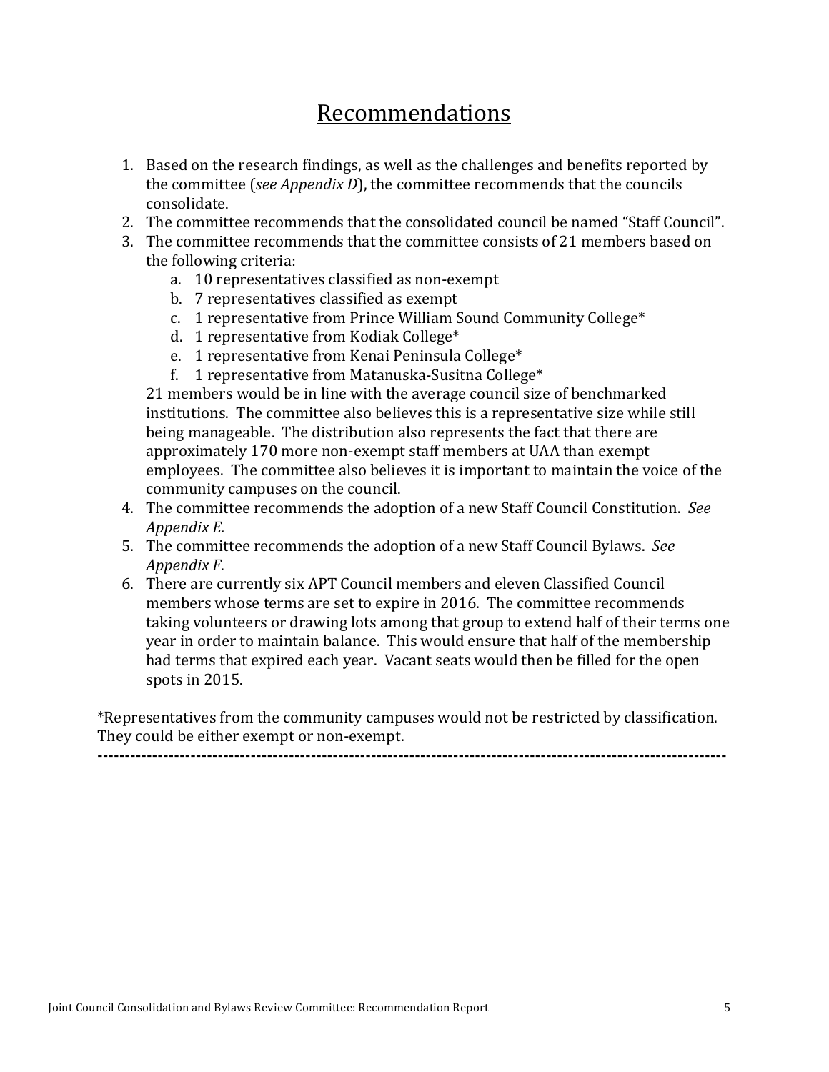# Recommendations

1. Based on the research findings, as well as the challenges and benefits reported by the committee (*see Appendix D*), the committee recommends that the councils consolidate.
2. The committee recommends that the consolidated council be named “Staff Council”.
3. The committee recommends that the committee consists of 21 members based on the following criteria:
   a. 10 representatives classified as non-exempt
   b. 7 representatives classified as exempt
   c. 1 representative from Prince William Sound Community College*
   d. 1 representative from Kodiak College*
   e. 1 representative from Kenai Peninsula College*
   f. 1 representative from Matanuska-Susitna College*

   21 members would be in line with the average council size of benchmarked institutions. The committee also believes this is a representative size while still being manageable. The distribution also represents the fact that there are approximately 170 more non-exempt staff members at UAA than exempt employees. The committee also believes it is important to maintain the voice of the community campuses on the council.
4. The committee recommends the adoption of a new Staff Council Constitution. *See Appendix E.*
5. The committee recommends the adoption of a new Staff Council Bylaws. *See Appendix F*.
6. There are currently six APT Council members and eleven Classified Council members whose terms are set to expire in 2016. The committee recommends taking volunteers or drawing lots among that group to extend half of their terms one year in order to maintain balance. This would ensure that half of the membership had terms that expired each year. Vacant seats would then be filled for the open spots in 2015.

*Representatives from the community campuses would not be restricted by classification. They could be either exempt or non-exempt.

---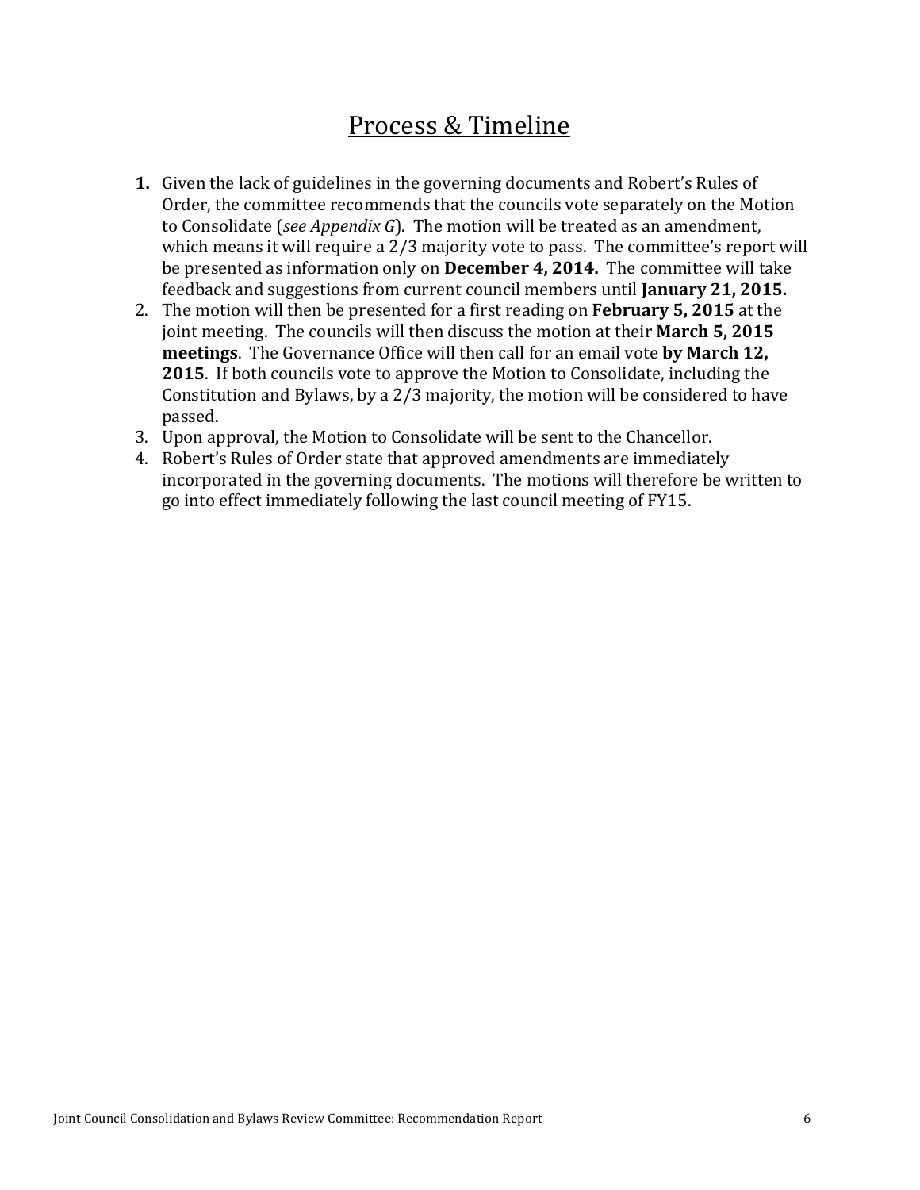# Process & Timeline

1. Given the lack of guidelines in the governing documents and Robert's Rules of Order, the committee recommends that the councils vote separately on the Motion to Consolidate (*see Appendix G*). The motion will be treated as an amendment, which means it will require a 2/3 majority vote to pass. The committee's report will be presented as information only on **December 4, 2014.** The committee will take feedback and suggestions from current council members until **January 21, 2015.**
2. The motion will then be presented for a first reading on **February 5, 2015** at the joint meeting. The councils will then discuss the motion at their **March 5, 2015 meetings**. The Governance Office will then call for an email vote **by March 12, 2015**. If both councils vote to approve the Motion to Consolidate, including the Constitution and Bylaws, by a 2/3 majority, the motion will be considered to have passed.
3. Upon approval, the Motion to Consolidate will be sent to the Chancellor.
4. Robert's Rules of Order state that approved amendments are immediately incorporated in the governing documents. The motions will therefore be written to go into effect immediately following the last council meeting of FY15.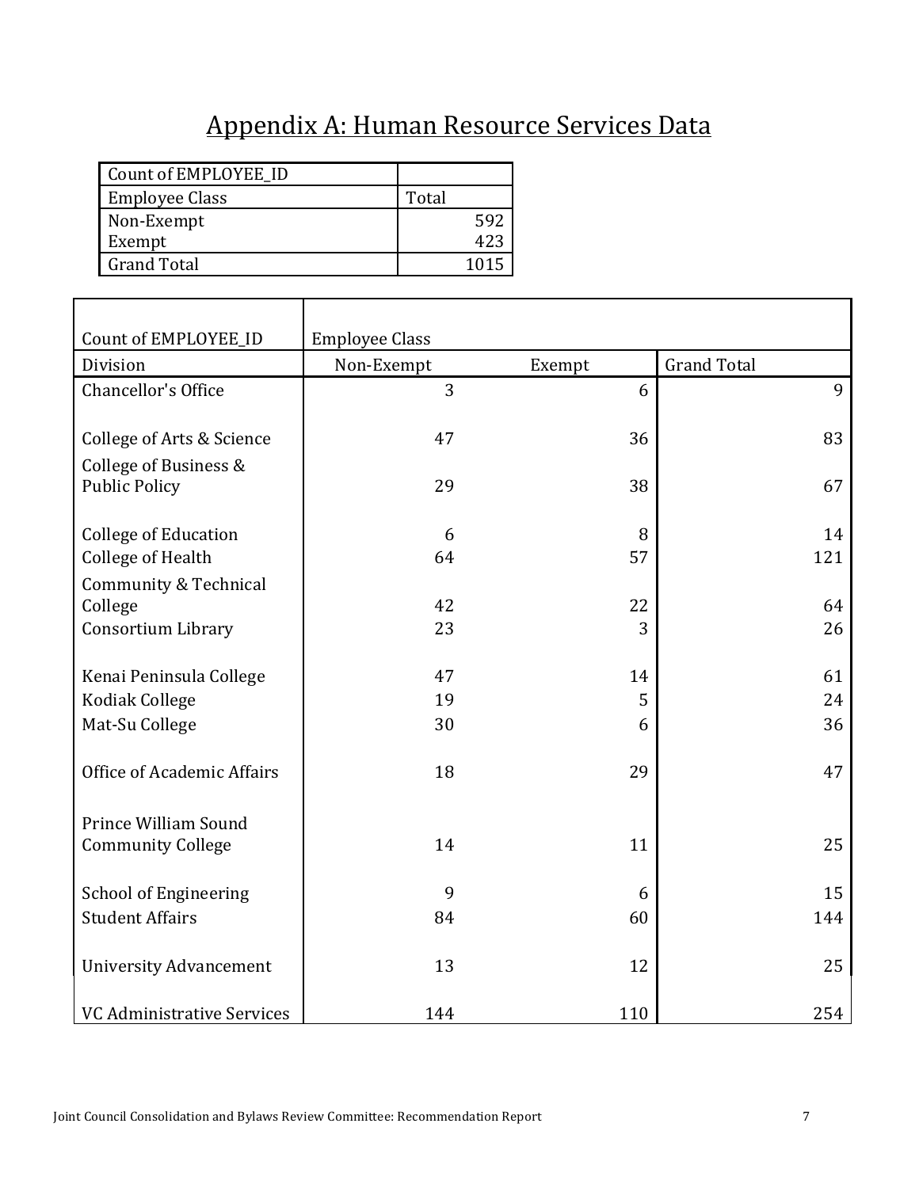# Appendix A: Human Resource Services Data

| Count of EMPLOYEE_ID | |
|---|---|
| Employee Class | Total |
| Non-Exempt | 592 |
| Exempt | 423 |
| Grand Total | 1015 |

| Count of EMPLOYEE_ID | Employee Class | | |
|---|---|---|---|
| Division | Non-Exempt | Exempt | Grand Total |
| Chancellor's Office | 3 | 6 | 9 |
| College of Arts & Science | 47 | 36 | 83 |
| College of Business & Public Policy | 29 | 38 | 67 |
| College of Education | 6 | 8 | 14 |
| College of Health | 64 | 57 | 121 |
| Community & Technical College | 42 | 22 | 64 |
| Consortium Library | 23 | 3 | 26 |
| Kenai Peninsula College | 47 | 14 | 61 |
| Kodiak College | 19 | 5 | 24 |
| Mat-Su College | 30 | 6 | 36 |
| Office of Academic Affairs | 18 | 29 | 47 |
| Prince William Sound Community College | 14 | 11 | 25 |
| School of Engineering | 9 | 6 | 15 |
| Student Affairs | 84 | 60 | 144 |
| University Advancement | 13 | 12 | 25 |
| VC Administrative Services | 144 | 110 | 254 |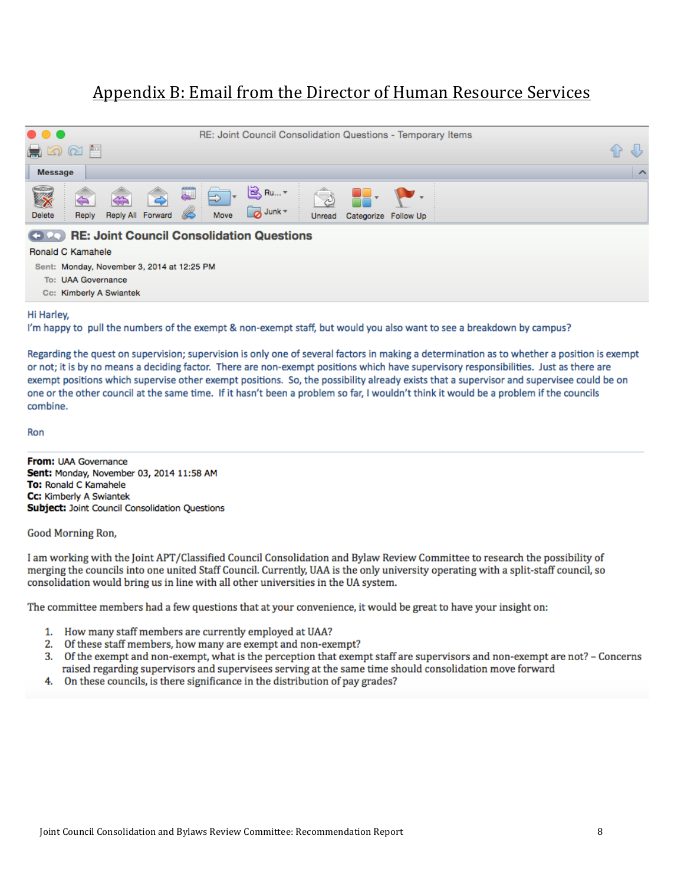## Appendix B: Email from the Director of Human Resource Services

RE: Joint Council Consolidation Questions - Temporary Items

**RE: Joint Council Consolidation Questions**

Ronald C Kamahele

Sent: Monday, November 3, 2014 at 12:25 PM

To: UAA Governance

Cc: Kimberly A Swiantek

Hi Harley,

I'm happy to pull the numbers of the exempt & non-exempt staff, but would you also want to see a breakdown by campus?

Regarding the quest on supervision; supervision is only one of several factors in making a determination as to whether a position is exempt or not; it is by no means a deciding factor. There are non-exempt positions which have supervisory responsibilities. Just as there are exempt positions which supervise other exempt positions. So, the possibility already exists that a supervisor and supervisee could be on one or the other council at the same time. If it hasn't been a problem so far, I wouldn't think it would be a problem if the councils combine.

Ron

---

**From:** UAA Governance
**Sent:** Monday, November 03, 2014 11:58 AM
**To:** Ronald C Kamahele
**Cc:** Kimberly A Swiantek
**Subject:** Joint Council Consolidation Questions

Good Morning Ron,

I am working with the Joint APT/Classified Council Consolidation and Bylaw Review Committee to research the possibility of merging the councils into one united Staff Council. Currently, UAA is the only university operating with a split-staff council, so consolidation would bring us in line with all other universities in the UA system.

The committee members had a few questions that at your convenience, it would be great to have your insight on:

1. How many staff members are currently employed at UAA?
2. Of these staff members, how many are exempt and non-exempt?
3. Of the exempt and non-exempt, what is the perception that exempt staff are supervisors and non-exempt are not? – Concerns raised regarding supervisors and supervisees serving at the same time should consolidation move forward
4. On these councils, is there significance in the distribution of pay grades?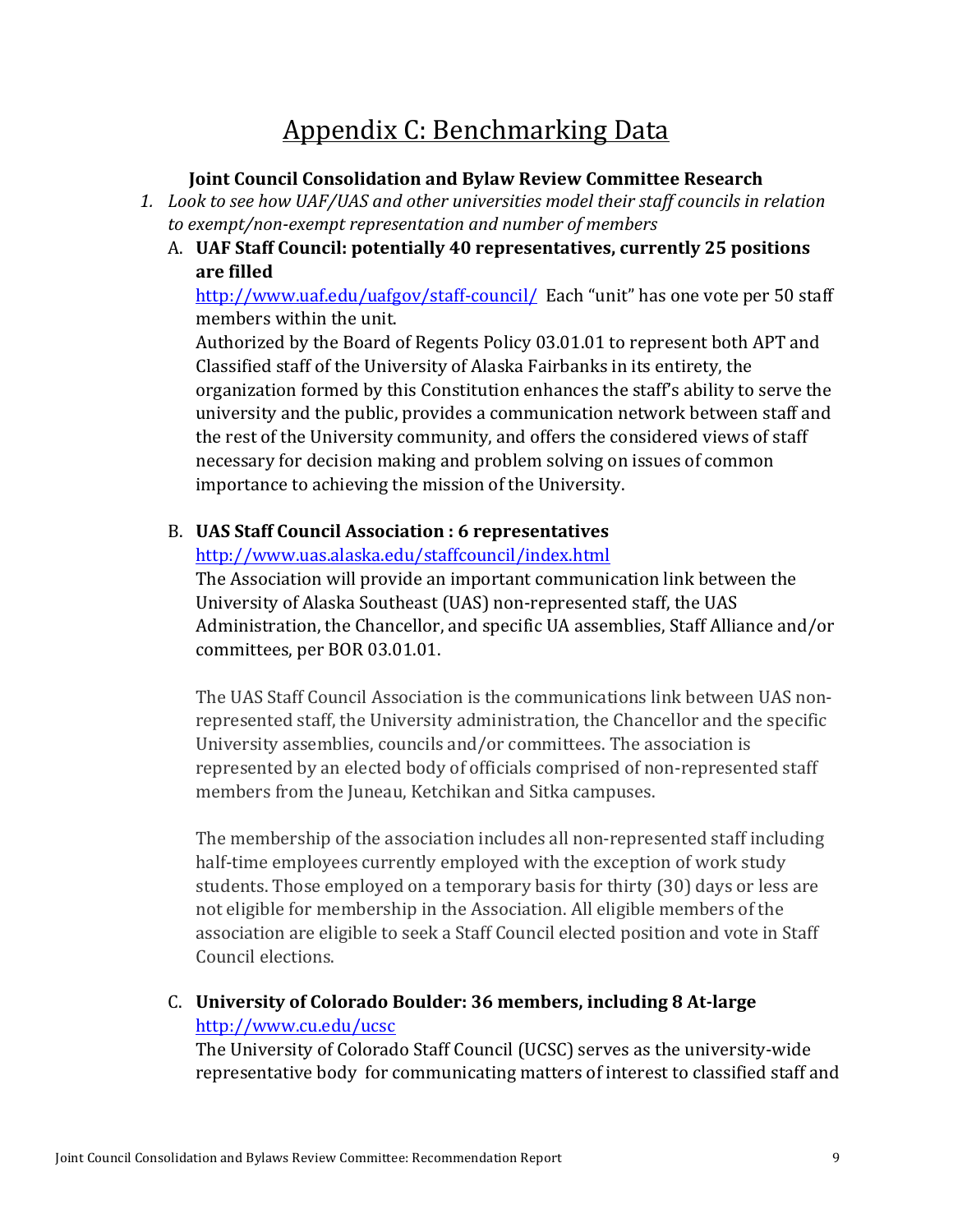# Appendix C: Benchmarking Data

**Joint Council Consolidation and Bylaw Review Committee Research**

1. *Look to see how UAF/UAS and other universities model their staff councils in relation to exempt/non-exempt representation and number of members*

   A. **UAF Staff Council: potentially 40 representatives, currently 25 positions are filled**

   http://www.uaf.edu/uafgov/staff-council/ Each "unit" has one vote per 50 staff members within the unit.

   Authorized by the Board of Regents Policy 03.01.01 to represent both APT and Classified staff of the University of Alaska Fairbanks in its entirety, the organization formed by this Constitution enhances the staff's ability to serve the university and the public, provides a communication network between staff and the rest of the University community, and offers the considered views of staff necessary for decision making and problem solving on issues of common importance to achieving the mission of the University.

   B. **UAS Staff Council Association : 6 representatives**

   http://www.uas.alaska.edu/staffcouncil/index.html

   The Association will provide an important communication link between the University of Alaska Southeast (UAS) non-represented staff, the UAS Administration, the Chancellor, and specific UA assemblies, Staff Alliance and/or committees, per BOR 03.01.01.

   The UAS Staff Council Association is the communications link between UAS non-represented staff, the University administration, the Chancellor and the specific University assemblies, councils and/or committees. The association is represented by an elected body of officials comprised of non-represented staff members from the Juneau, Ketchikan and Sitka campuses.

   The membership of the association includes all non-represented staff including half-time employees currently employed with the exception of work study students. Those employed on a temporary basis for thirty (30) days or less are not eligible for membership in the Association. All eligible members of the association are eligible to seek a Staff Council elected position and vote in Staff Council elections.

   C. **University of Colorado Boulder: 36 members, including 8 At-large**

   http://www.cu.edu/ucsc

   The University of Colorado Staff Council (UCSC) serves as the university-wide representative body for communicating matters of interest to classified staff and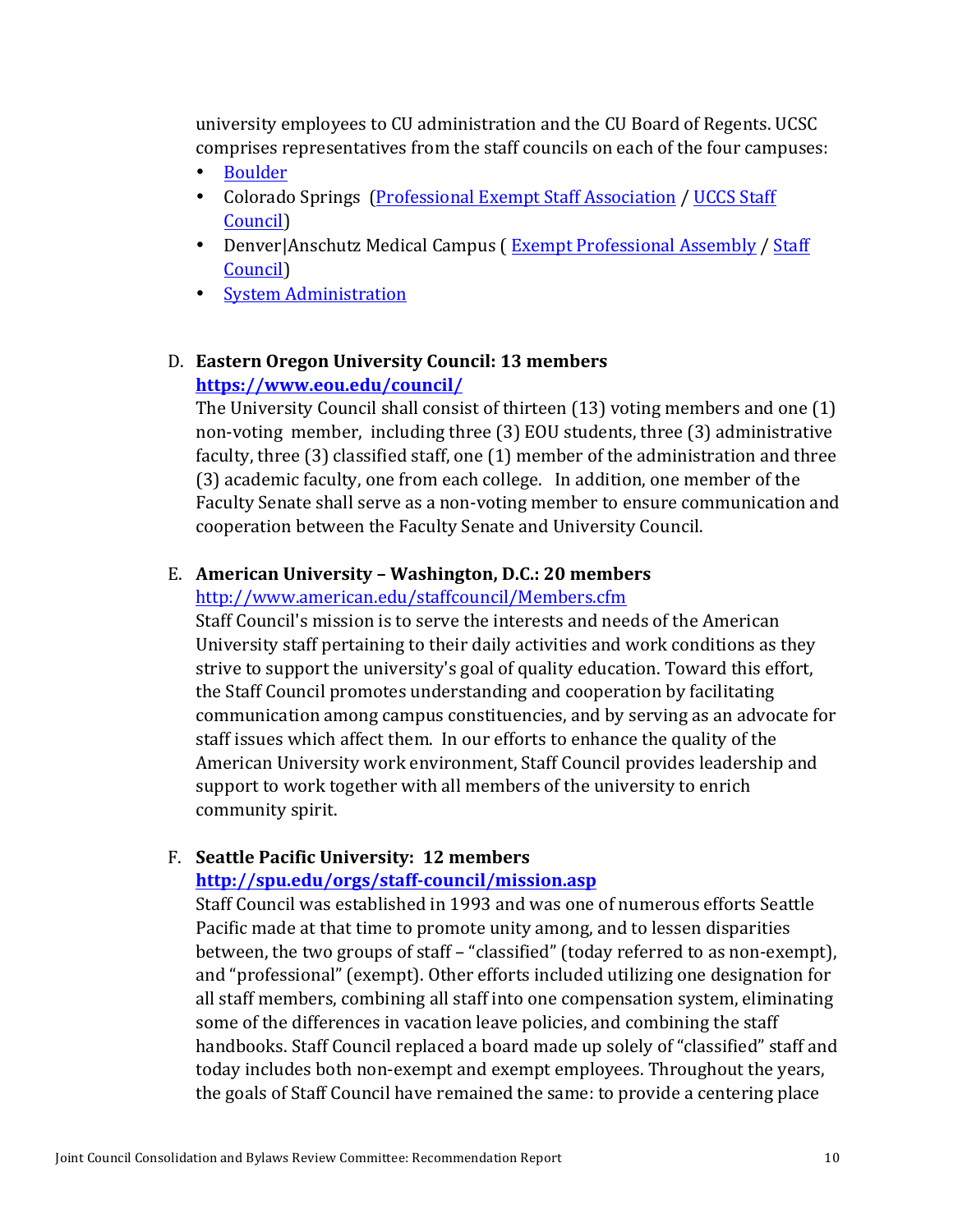university employees to CU administration and the CU Board of Regents. UCSC comprises representatives from the staff councils on each of the four campuses:

- Boulder
- Colorado Springs (Professional Exempt Staff Association / UCCS Staff Council)
- Denver|Anschutz Medical Campus ( Exempt Professional Assembly / Staff Council)
- System Administration

D. **Eastern Oregon University Council: 13 members**
**https://www.eou.edu/council/**
The University Council shall consist of thirteen (13) voting members and one (1) non-voting member, including three (3) EOU students, three (3) administrative faculty, three (3) classified staff, one (1) member of the administration and three (3) academic faculty, one from each college. In addition, one member of the Faculty Senate shall serve as a non-voting member to ensure communication and cooperation between the Faculty Senate and University Council.

E. **American University – Washington, D.C.: 20 members**
http://www.american.edu/staffcouncil/Members.cfm
Staff Council's mission is to serve the interests and needs of the American University staff pertaining to their daily activities and work conditions as they strive to support the university's goal of quality education. Toward this effort, the Staff Council promotes understanding and cooperation by facilitating communication among campus constituencies, and by serving as an advocate for staff issues which affect them. In our efforts to enhance the quality of the American University work environment, Staff Council provides leadership and support to work together with all members of the university to enrich community spirit.

F. **Seattle Pacific University: 12 members**
**http://spu.edu/orgs/staff-council/mission.asp**
Staff Council was established in 1993 and was one of numerous efforts Seattle Pacific made at that time to promote unity among, and to lessen disparities between, the two groups of staff – "classified" (today referred to as non-exempt), and "professional" (exempt). Other efforts included utilizing one designation for all staff members, combining all staff into one compensation system, eliminating some of the differences in vacation leave policies, and combining the staff handbooks. Staff Council replaced a board made up solely of "classified" staff and today includes both non-exempt and exempt employees. Throughout the years, the goals of Staff Council have remained the same: to provide a centering place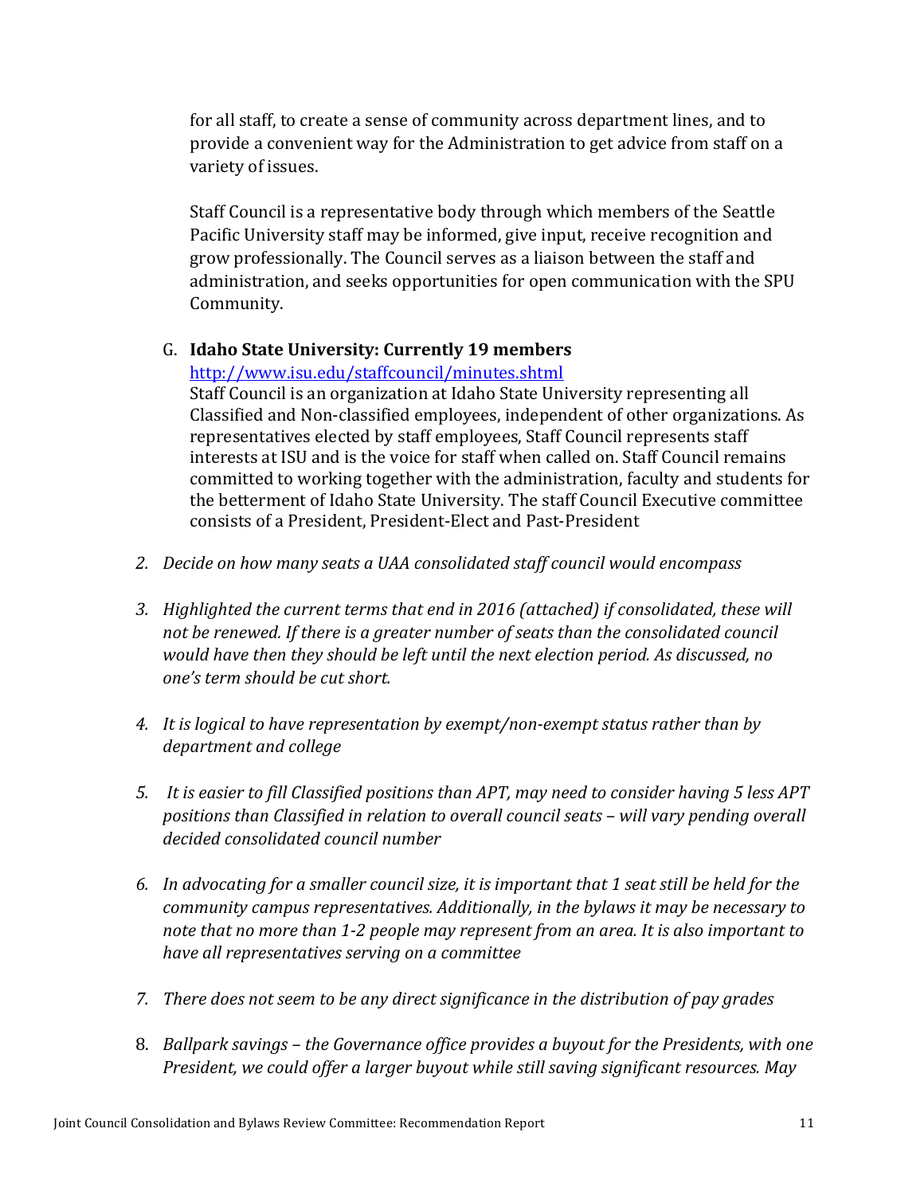for all staff, to create a sense of community across department lines, and to provide a convenient way for the Administration to get advice from staff on a variety of issues.

Staff Council is a representative body through which members of the Seattle Pacific University staff may be informed, give input, receive recognition and grow professionally. The Council serves as a liaison between the staff and administration, and seeks opportunities for open communication with the SPU Community.

G. **Idaho State University: Currently 19 members**
[http://www.isu.edu/staffcouncil/minutes.shtml](http://www.isu.edu/staffcouncil/minutes.shtml)
Staff Council is an organization at Idaho State University representing all Classified and Non-classified employees, independent of other organizations. As representatives elected by staff employees, Staff Council represents staff interests at ISU and is the voice for staff when called on. Staff Council remains committed to working together with the administration, faculty and students for the betterment of Idaho State University. The staff Council Executive committee consists of a President, President-Elect and Past-President

2. *Decide on how many seats a UAA consolidated staff council would encompass*

3. *Highlighted the current terms that end in 2016 (attached) if consolidated, these will not be renewed. If there is a greater number of seats than the consolidated council would have then they should be left until the next election period. As discussed, no one's term should be cut short.*

4. *It is logical to have representation by exempt/non-exempt status rather than by department and college*

5. *It is easier to fill Classified positions than APT, may need to consider having 5 less APT positions than Classified in relation to overall council seats – will vary pending overall decided consolidated council number*

6. *In advocating for a smaller council size, it is important that 1 seat still be held for the community campus representatives. Additionally, in the bylaws it may be necessary to note that no more than 1-2 people may represent from an area. It is also important to have all representatives serving on a committee*

7. *There does not seem to be any direct significance in the distribution of pay grades*

8. *Ballpark savings – the Governance office provides a buyout for the Presidents, with one President, we could offer a larger buyout while still saving significant resources. May*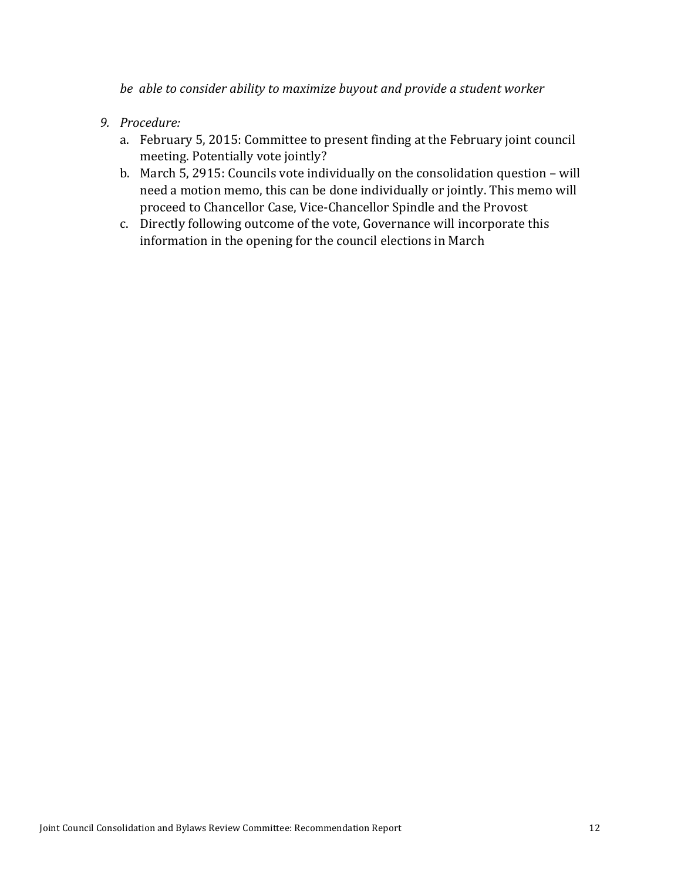*be able to consider ability to maximize buyout and provide a student worker*

9. *Procedure:*
   a. February 5, 2015: Committee to present finding at the February joint council meeting. Potentially vote jointly?
   b. March 5, 2915: Councils vote individually on the consolidation question – will need a motion memo, this can be done individually or jointly. This memo will proceed to Chancellor Case, Vice-Chancellor Spindle and the Provost
   c. Directly following outcome of the vote, Governance will incorporate this information in the opening for the council elections in March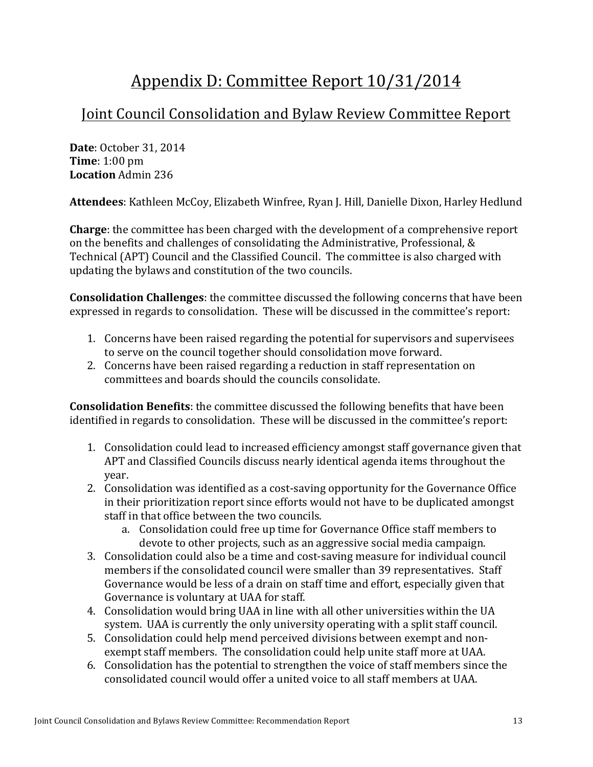# Appendix D: Committee Report 10/31/2014

## Joint Council Consolidation and Bylaw Review Committee Report

**Date**: October 31, 2014
**Time**: 1:00 pm
**Location** Admin 236

**Attendees**: Kathleen McCoy, Elizabeth Winfree, Ryan J. Hill, Danielle Dixon, Harley Hedlund

**Charge**: the committee has been charged with the development of a comprehensive report on the benefits and challenges of consolidating the Administrative, Professional, & Technical (APT) Council and the Classified Council. The committee is also charged with updating the bylaws and constitution of the two councils.

**Consolidation Challenges**: the committee discussed the following concerns that have been expressed in regards to consolidation. These will be discussed in the committee's report:

1. Concerns have been raised regarding the potential for supervisors and supervisees to serve on the council together should consolidation move forward.
2. Concerns have been raised regarding a reduction in staff representation on committees and boards should the councils consolidate.

**Consolidation Benefits**: the committee discussed the following benefits that have been identified in regards to consolidation. These will be discussed in the committee's report:

1. Consolidation could lead to increased efficiency amongst staff governance given that APT and Classified Councils discuss nearly identical agenda items throughout the year.
2. Consolidation was identified as a cost-saving opportunity for the Governance Office in their prioritization report since efforts would not have to be duplicated amongst staff in that office between the two councils.
    a. Consolidation could free up time for Governance Office staff members to devote to other projects, such as an aggressive social media campaign.
3. Consolidation could also be a time and cost-saving measure for individual council members if the consolidated council were smaller than 39 representatives. Staff Governance would be less of a drain on staff time and effort, especially given that Governance is voluntary at UAA for staff.
4. Consolidation would bring UAA in line with all other universities within the UA system. UAA is currently the only university operating with a split staff council.
5. Consolidation could help mend perceived divisions between exempt and non-exempt staff members. The consolidation could help unite staff more at UAA.
6. Consolidation has the potential to strengthen the voice of staff members since the consolidated council would offer a united voice to all staff members at UAA.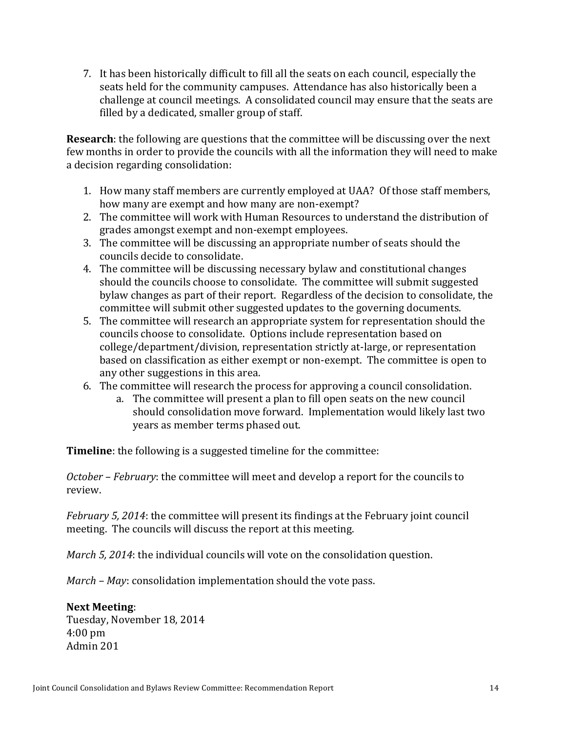7. It has been historically difficult to fill all the seats on each council, especially the seats held for the community campuses. Attendance has also historically been a challenge at council meetings. A consolidated council may ensure that the seats are filled by a dedicated, smaller group of staff.

**Research**: the following are questions that the committee will be discussing over the next few months in order to provide the councils with all the information they will need to make a decision regarding consolidation:

1. How many staff members are currently employed at UAA? Of those staff members, how many are exempt and how many are non-exempt?
2. The committee will work with Human Resources to understand the distribution of grades amongst exempt and non-exempt employees.
3. The committee will be discussing an appropriate number of seats should the councils decide to consolidate.
4. The committee will be discussing necessary bylaw and constitutional changes should the councils choose to consolidate. The committee will submit suggested bylaw changes as part of their report. Regardless of the decision to consolidate, the committee will submit other suggested updates to the governing documents.
5. The committee will research an appropriate system for representation should the councils choose to consolidate. Options include representation based on college/department/division, representation strictly at-large, or representation based on classification as either exempt or non-exempt. The committee is open to any other suggestions in this area.
6. The committee will research the process for approving a council consolidation.
    a. The committee will present a plan to fill open seats on the new council should consolidation move forward. Implementation would likely last two years as member terms phased out.

**Timeline**: the following is a suggested timeline for the committee:

*October – February*: the committee will meet and develop a report for the councils to review.

*February 5, 2014*: the committee will present its findings at the February joint council meeting. The councils will discuss the report at this meeting.

*March 5, 2014*: the individual councils will vote on the consolidation question.

*March – May*: consolidation implementation should the vote pass.

**Next Meeting**:
Tuesday, November 18, 2014
4:00 pm
Admin 201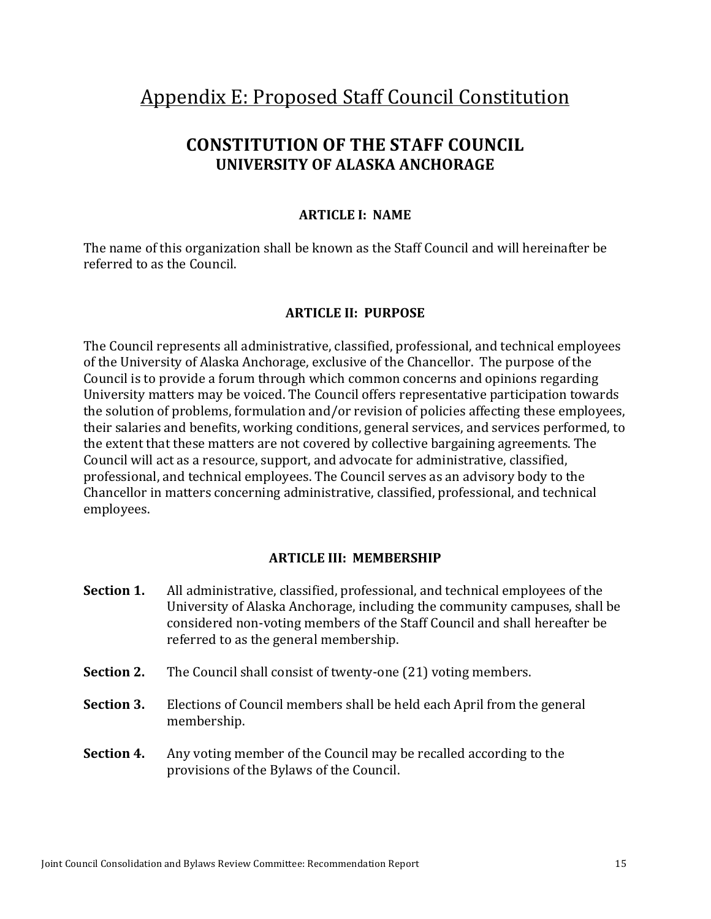# Appendix E: Proposed Staff Council Constitution

## CONSTITUTION OF THE STAFF COUNCIL
### UNIVERSITY OF ALASKA ANCHORAGE

#### ARTICLE I: NAME

The name of this organization shall be known as the Staff Council and will hereinafter be referred to as the Council.

#### ARTICLE II: PURPOSE

The Council represents all administrative, classified, professional, and technical employees of the University of Alaska Anchorage, exclusive of the Chancellor. The purpose of the Council is to provide a forum through which common concerns and opinions regarding University matters may be voiced. The Council offers representative participation towards the solution of problems, formulation and/or revision of policies affecting these employees, their salaries and benefits, working conditions, general services, and services performed, to the extent that these matters are not covered by collective bargaining agreements. The Council will act as a resource, support, and advocate for administrative, classified, professional, and technical employees. The Council serves as an advisory body to the Chancellor in matters concerning administrative, classified, professional, and technical employees.

#### ARTICLE III: MEMBERSHIP

**Section 1.** All administrative, classified, professional, and technical employees of the University of Alaska Anchorage, including the community campuses, shall be considered non-voting members of the Staff Council and shall hereafter be referred to as the general membership.

**Section 2.** The Council shall consist of twenty-one (21) voting members.

**Section 3.** Elections of Council members shall be held each April from the general membership.

**Section 4.** Any voting member of the Council may be recalled according to the provisions of the Bylaws of the Council.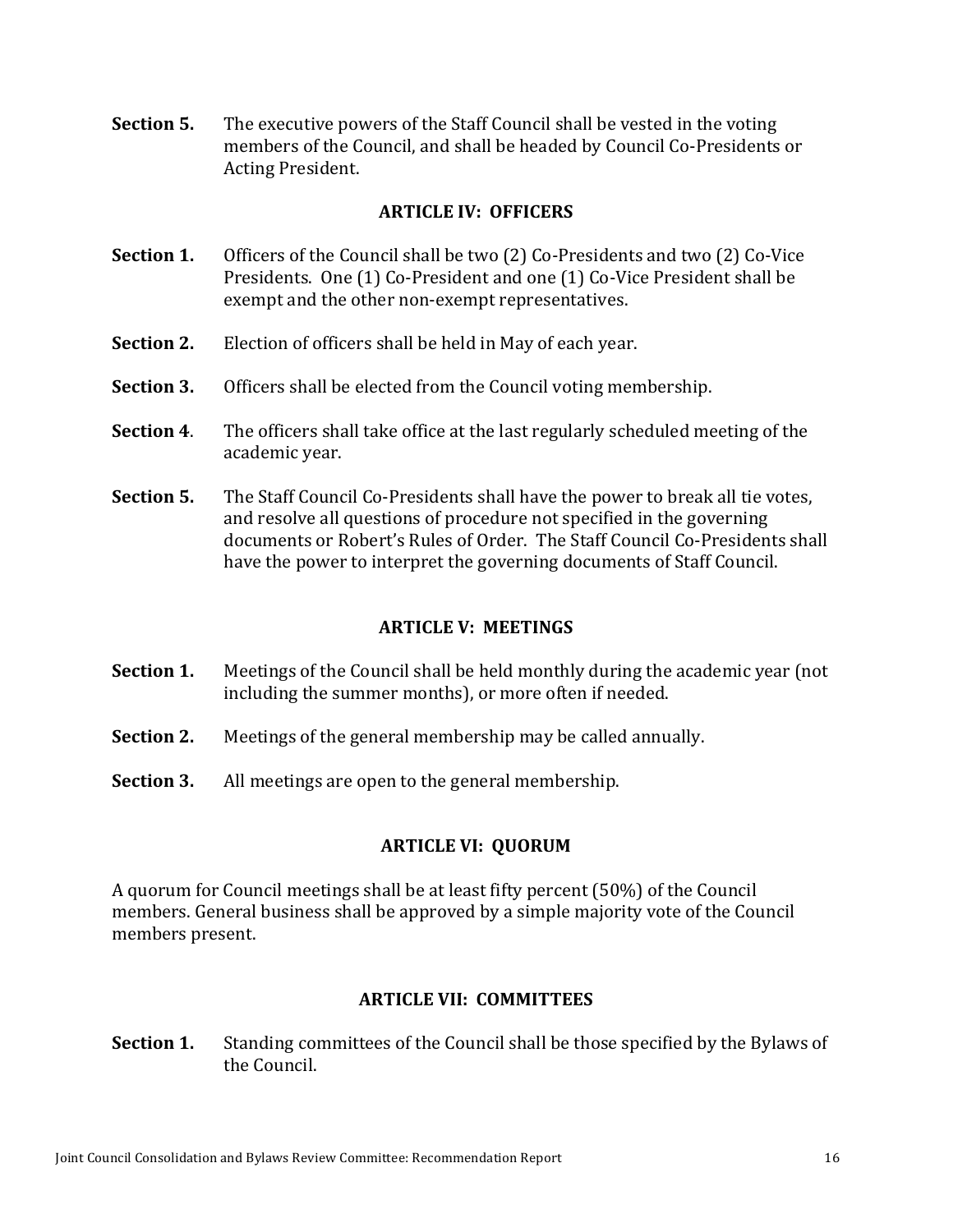**Section 5.** The executive powers of the Staff Council shall be vested in the voting members of the Council, and shall be headed by Council Co-Presidents or Acting President.

## ARTICLE IV: OFFICERS

**Section 1.** Officers of the Council shall be two (2) Co-Presidents and two (2) Co-Vice Presidents. One (1) Co-President and one (1) Co-Vice President shall be exempt and the other non-exempt representatives.

**Section 2.** Election of officers shall be held in May of each year.

**Section 3.** Officers shall be elected from the Council voting membership.

**Section 4**. The officers shall take office at the last regularly scheduled meeting of the academic year.

**Section 5.** The Staff Council Co-Presidents shall have the power to break all tie votes, and resolve all questions of procedure not specified in the governing documents or Robert's Rules of Order. The Staff Council Co-Presidents shall have the power to interpret the governing documents of Staff Council.

## ARTICLE V: MEETINGS

**Section 1.** Meetings of the Council shall be held monthly during the academic year (not including the summer months), or more often if needed.

**Section 2.** Meetings of the general membership may be called annually.

**Section 3.** All meetings are open to the general membership.

## ARTICLE VI: QUORUM

A quorum for Council meetings shall be at least fifty percent (50%) of the Council members. General business shall be approved by a simple majority vote of the Council members present.

## ARTICLE VII: COMMITTEES

**Section 1.** Standing committees of the Council shall be those specified by the Bylaws of the Council.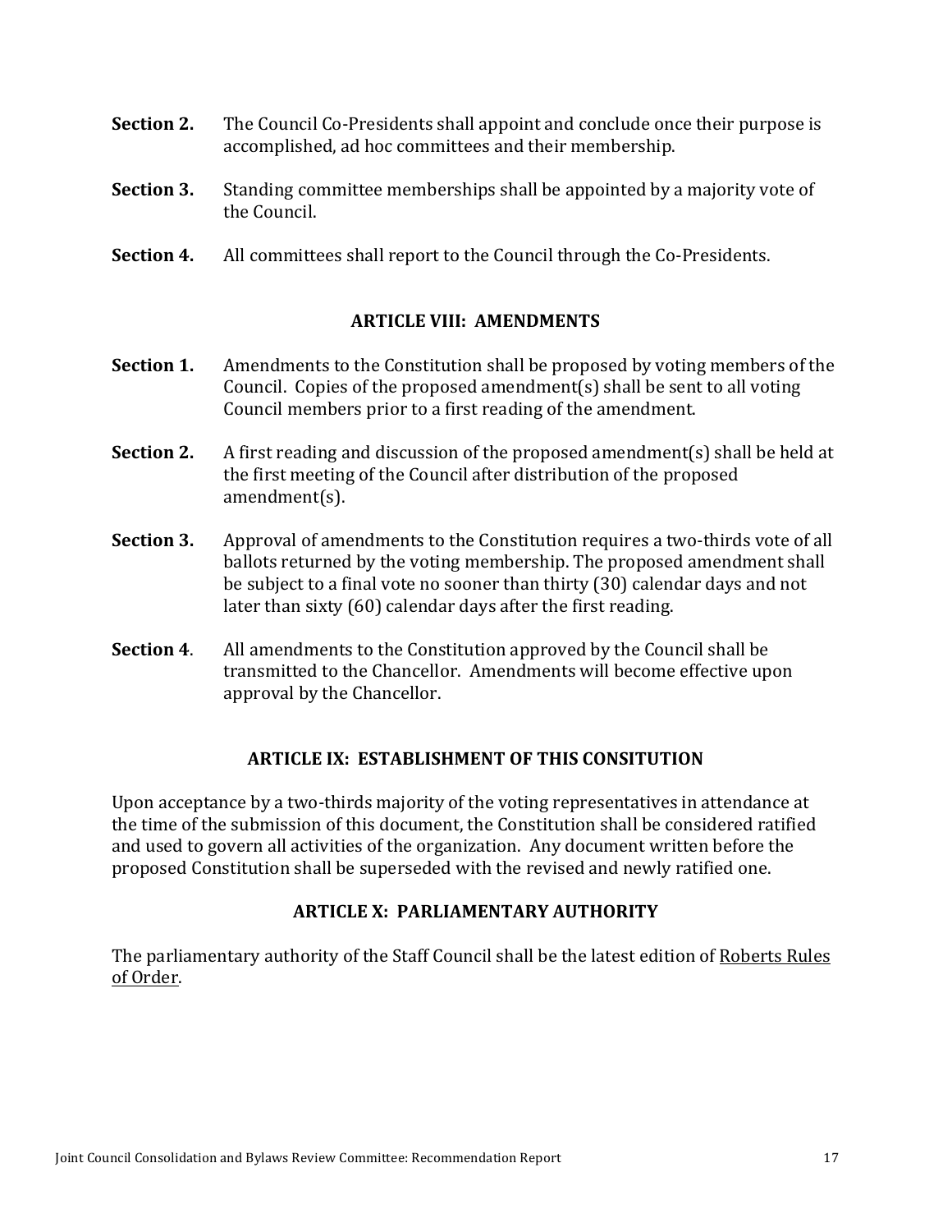**Section 2.** The Council Co-Presidents shall appoint and conclude once their purpose is accomplished, ad hoc committees and their membership.

**Section 3.** Standing committee memberships shall be appointed by a majority vote of the Council.

**Section 4.** All committees shall report to the Council through the Co-Presidents.

## ARTICLE VIII: AMENDMENTS

**Section 1.** Amendments to the Constitution shall be proposed by voting members of the Council. Copies of the proposed amendment(s) shall be sent to all voting Council members prior to a first reading of the amendment.

**Section 2.** A first reading and discussion of the proposed amendment(s) shall be held at the first meeting of the Council after distribution of the proposed amendment(s).

**Section 3.** Approval of amendments to the Constitution requires a two-thirds vote of all ballots returned by the voting membership. The proposed amendment shall be subject to a final vote no sooner than thirty (30) calendar days and not later than sixty (60) calendar days after the first reading.

**Section 4**. All amendments to the Constitution approved by the Council shall be transmitted to the Chancellor. Amendments will become effective upon approval by the Chancellor.

## ARTICLE IX: ESTABLISHMENT OF THIS CONSITUTION

Upon acceptance by a two-thirds majority of the voting representatives in attendance at the time of the submission of this document, the Constitution shall be considered ratified and used to govern all activities of the organization. Any document written before the proposed Constitution shall be superseded with the revised and newly ratified one.

## ARTICLE X: PARLIAMENTARY AUTHORITY

The parliamentary authority of the Staff Council shall be the latest edition of Roberts Rules of Order.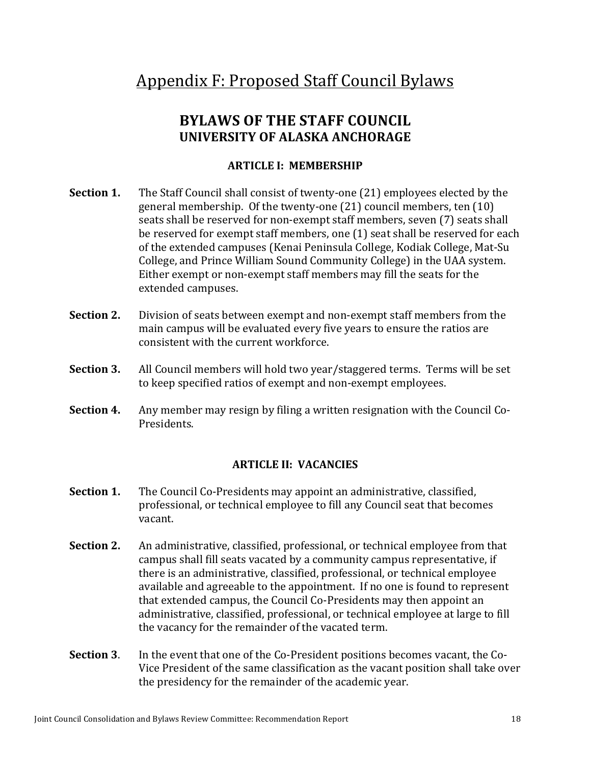# Appendix F: Proposed Staff Council Bylaws

## BYLAWS OF THE STAFF COUNCIL
### UNIVERSITY OF ALASKA ANCHORAGE

#### ARTICLE I: MEMBERSHIP

**Section 1.** The Staff Council shall consist of twenty-one (21) employees elected by the general membership. Of the twenty-one (21) council members, ten (10) seats shall be reserved for non-exempt staff members, seven (7) seats shall be reserved for exempt staff members, one (1) seat shall be reserved for each of the extended campuses (Kenai Peninsula College, Kodiak College, Mat-Su College, and Prince William Sound Community College) in the UAA system. Either exempt or non-exempt staff members may fill the seats for the extended campuses.

**Section 2.** Division of seats between exempt and non-exempt staff members from the main campus will be evaluated every five years to ensure the ratios are consistent with the current workforce.

**Section 3.** All Council members will hold two year/staggered terms. Terms will be set to keep specified ratios of exempt and non-exempt employees.

**Section 4.** Any member may resign by filing a written resignation with the Council Co-Presidents.

#### ARTICLE II: VACANCIES

**Section 1.** The Council Co-Presidents may appoint an administrative, classified, professional, or technical employee to fill any Council seat that becomes vacant.

**Section 2.** An administrative, classified, professional, or technical employee from that campus shall fill seats vacated by a community campus representative, if there is an administrative, classified, professional, or technical employee available and agreeable to the appointment. If no one is found to represent that extended campus, the Council Co-Presidents may then appoint an administrative, classified, professional, or technical employee at large to fill the vacancy for the remainder of the vacated term.

**Section 3**. In the event that one of the Co-President positions becomes vacant, the Co-Vice President of the same classification as the vacant position shall take over the presidency for the remainder of the academic year.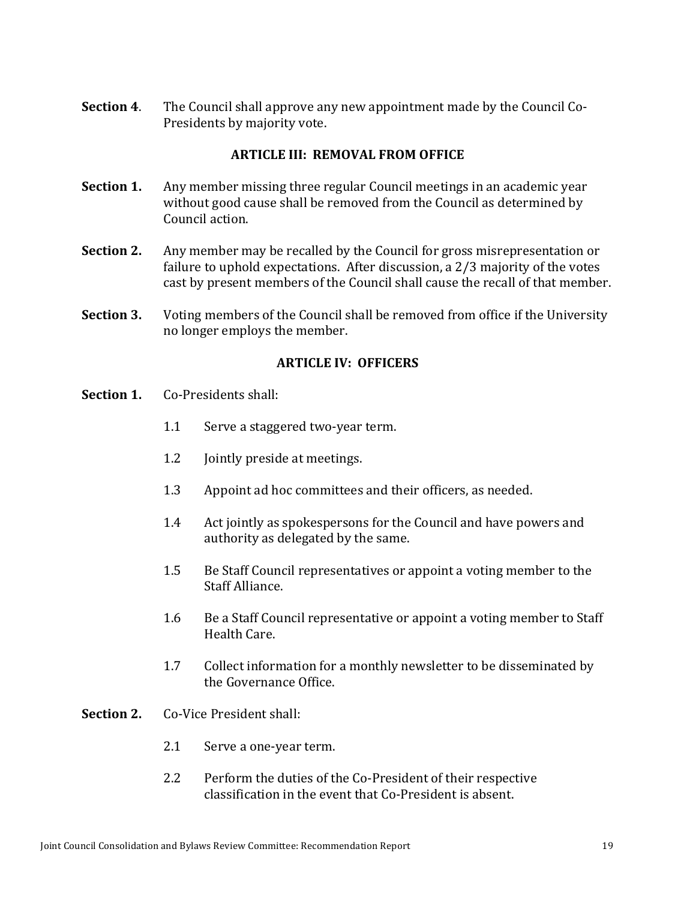**Section 4**. The Council shall approve any new appointment made by the Council Co-Presidents by majority vote.

## ARTICLE III: REMOVAL FROM OFFICE

**Section 1.** Any member missing three regular Council meetings in an academic year without good cause shall be removed from the Council as determined by Council action.

**Section 2.** Any member may be recalled by the Council for gross misrepresentation or failure to uphold expectations. After discussion, a 2/3 majority of the votes cast by present members of the Council shall cause the recall of that member.

**Section 3.** Voting members of the Council shall be removed from office if the University no longer employs the member.

## ARTICLE IV: OFFICERS

**Section 1.** Co-Presidents shall:

- 1.1 Serve a staggered two-year term.
- 1.2 Jointly preside at meetings.
- 1.3 Appoint ad hoc committees and their officers, as needed.
- 1.4 Act jointly as spokespersons for the Council and have powers and authority as delegated by the same.
- 1.5 Be Staff Council representatives or appoint a voting member to the Staff Alliance.
- 1.6 Be a Staff Council representative or appoint a voting member to Staff Health Care.
- 1.7 Collect information for a monthly newsletter to be disseminated by the Governance Office.

**Section 2.** Co-Vice President shall:

- 2.1 Serve a one-year term.
- 2.2 Perform the duties of the Co-President of their respective classification in the event that Co-President is absent.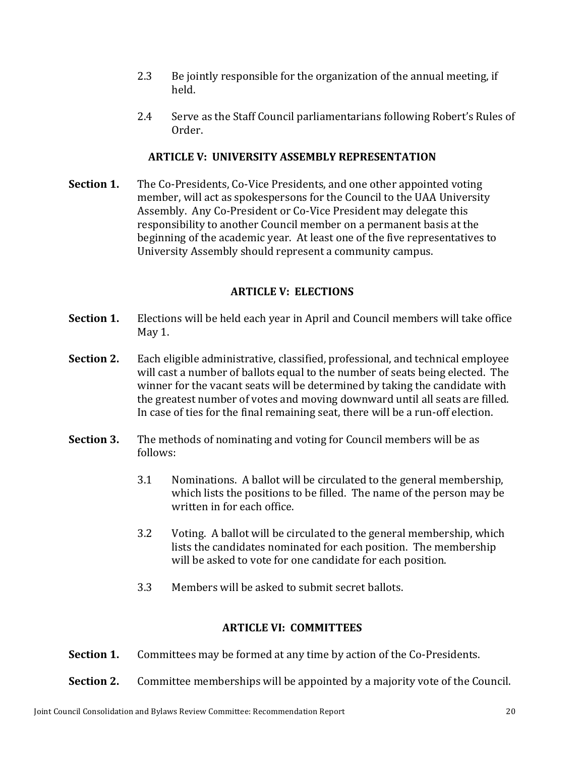2.3 Be jointly responsible for the organization of the annual meeting, if held.

2.4 Serve as the Staff Council parliamentarians following Robert's Rules of Order.

### ARTICLE V: UNIVERSITY ASSEMBLY REPRESENTATION

**Section 1.** The Co-Presidents, Co-Vice Presidents, and one other appointed voting member, will act as spokespersons for the Council to the UAA University Assembly. Any Co-President or Co-Vice President may delegate this responsibility to another Council member on a permanent basis at the beginning of the academic year. At least one of the five representatives to University Assembly should represent a community campus.

### ARTICLE V: ELECTIONS

**Section 1.** Elections will be held each year in April and Council members will take office May 1.

**Section 2.** Each eligible administrative, classified, professional, and technical employee will cast a number of ballots equal to the number of seats being elected. The winner for the vacant seats will be determined by taking the candidate with the greatest number of votes and moving downward until all seats are filled. In case of ties for the final remaining seat, there will be a run-off election.

**Section 3.** The methods of nominating and voting for Council members will be as follows:

3.1 Nominations. A ballot will be circulated to the general membership, which lists the positions to be filled. The name of the person may be written in for each office.

3.2 Voting. A ballot will be circulated to the general membership, which lists the candidates nominated for each position. The membership will be asked to vote for one candidate for each position.

3.3 Members will be asked to submit secret ballots.

### ARTICLE VI: COMMITTEES

**Section 1.** Committees may be formed at any time by action of the Co-Presidents.

**Section 2.** Committee memberships will be appointed by a majority vote of the Council.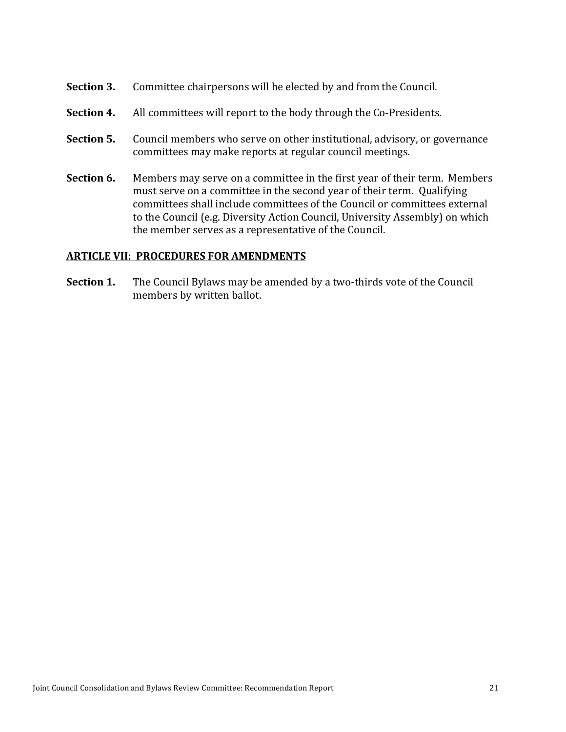**Section 3.** Committee chairpersons will be elected by and from the Council.

**Section 4.** All committees will report to the body through the Co-Presidents.

**Section 5.** Council members who serve on other institutional, advisory, or governance committees may make reports at regular council meetings.

**Section 6.** Members may serve on a committee in the first year of their term. Members must serve on a committee in the second year of their term. Qualifying committees shall include committees of the Council or committees external to the Council (e.g. Diversity Action Council, University Assembly) on which the member serves as a representative of the Council.

**ARTICLE VII: PROCEDURES FOR AMENDMENTS**

**Section 1.** The Council Bylaws may be amended by a two-thirds vote of the Council members by written ballot.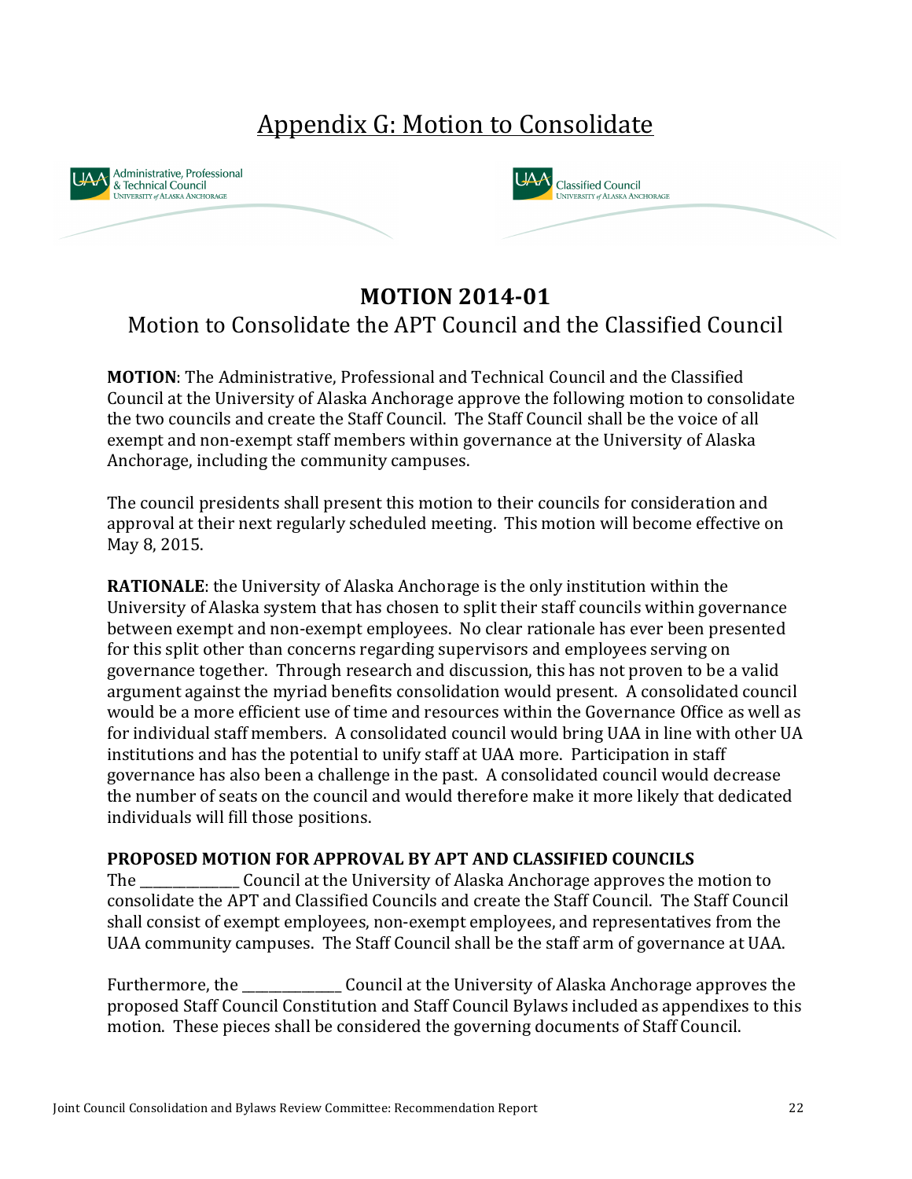# Appendix G: Motion to Consolidate

Administrative, Professional & Technical Council
UNIVERSITY of ALASKA ANCHORAGE

Classified Council
UNIVERSITY of ALASKA ANCHORAGE

## MOTION 2014-01

### Motion to Consolidate the APT Council and the Classified Council

**MOTION**: The Administrative, Professional and Technical Council and the Classified Council at the University of Alaska Anchorage approve the following motion to consolidate the two councils and create the Staff Council. The Staff Council shall be the voice of all exempt and non-exempt staff members within governance at the University of Alaska Anchorage, including the community campuses.

The council presidents shall present this motion to their councils for consideration and approval at their next regularly scheduled meeting. This motion will become effective on May 8, 2015.

**RATIONALE**: the University of Alaska Anchorage is the only institution within the University of Alaska system that has chosen to split their staff councils within governance between exempt and non-exempt employees. No clear rationale has ever been presented for this split other than concerns regarding supervisors and employees serving on governance together. Through research and discussion, this has not proven to be a valid argument against the myriad benefits consolidation would present. A consolidated council would be a more efficient use of time and resources within the Governance Office as well as for individual staff members. A consolidated council would bring UAA in line with other UA institutions and has the potential to unify staff at UAA more. Participation in staff governance has also been a challenge in the past. A consolidated council would decrease the number of seats on the council and would therefore make it more likely that dedicated individuals will fill those positions.

**PROPOSED MOTION FOR APPROVAL BY APT AND CLASSIFIED COUNCILS**

The _______________ Council at the University of Alaska Anchorage approves the motion to consolidate the APT and Classified Councils and create the Staff Council. The Staff Council shall consist of exempt employees, non-exempt employees, and representatives from the UAA community campuses. The Staff Council shall be the staff arm of governance at UAA.

Furthermore, the _______________ Council at the University of Alaska Anchorage approves the proposed Staff Council Constitution and Staff Council Bylaws included as appendixes to this motion. These pieces shall be considered the governing documents of Staff Council.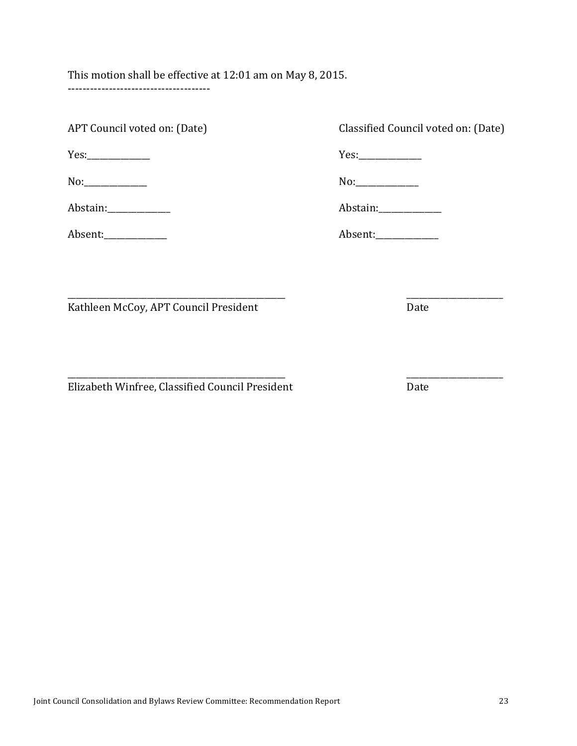This motion shall be effective at 12:01 am on May 8, 2015.

-------------------------------------

APT Council voted on: (Date)

Yes:_______________

No:_______________

Abstain:_______________

Absent:_______________

Classified Council voted on: (Date)

Yes:_______________

No:_______________

Abstain:_______________

Absent:_______________

_____________________________________________________ _______________________

Kathleen McCoy, APT Council President Date

_____________________________________________________ _______________________

Elizabeth Winfree, Classified Council President Date